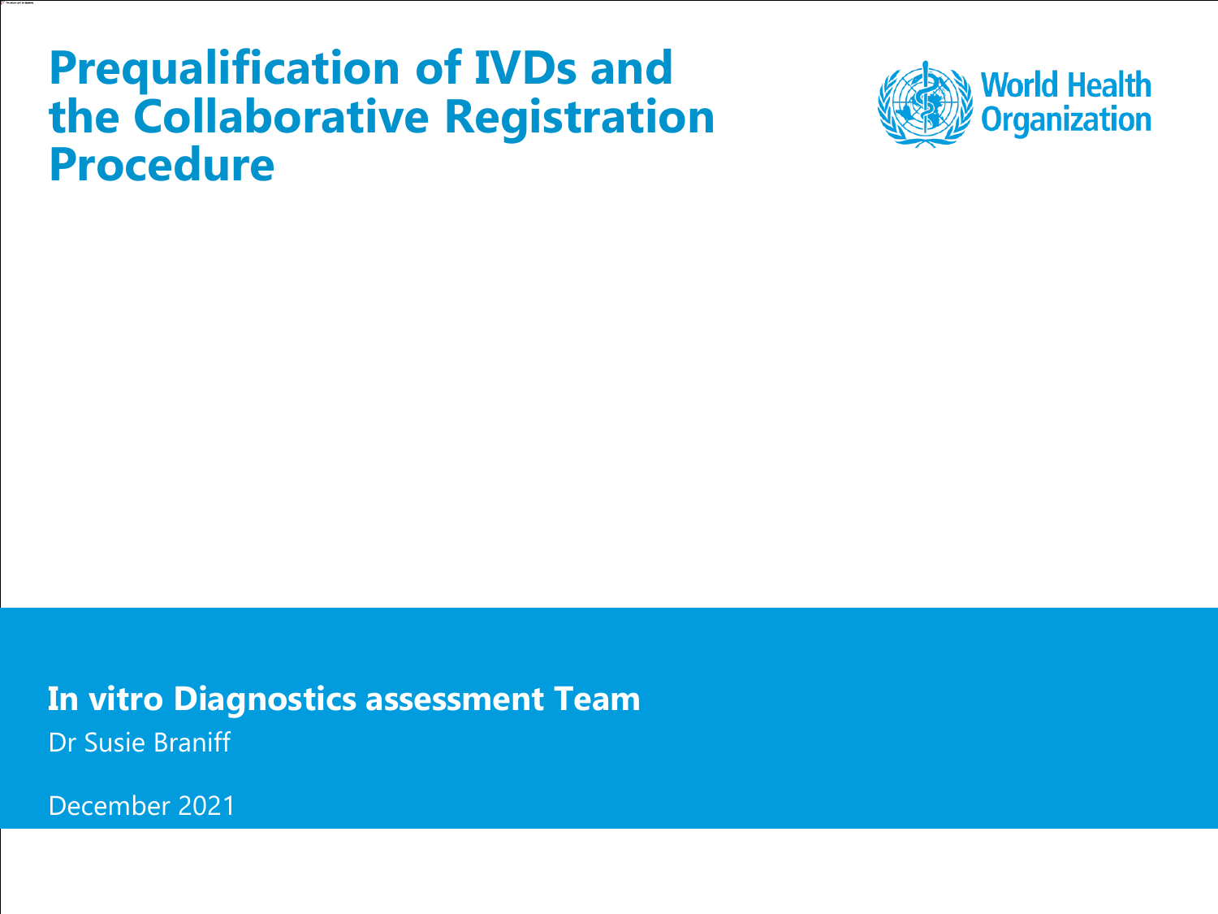# Prequalification of IVDs and the Collaborative Registration Procedure

World Health Organization

**In vitro Diagnostics assessment Team**

Dr Susie Braniff

December 2021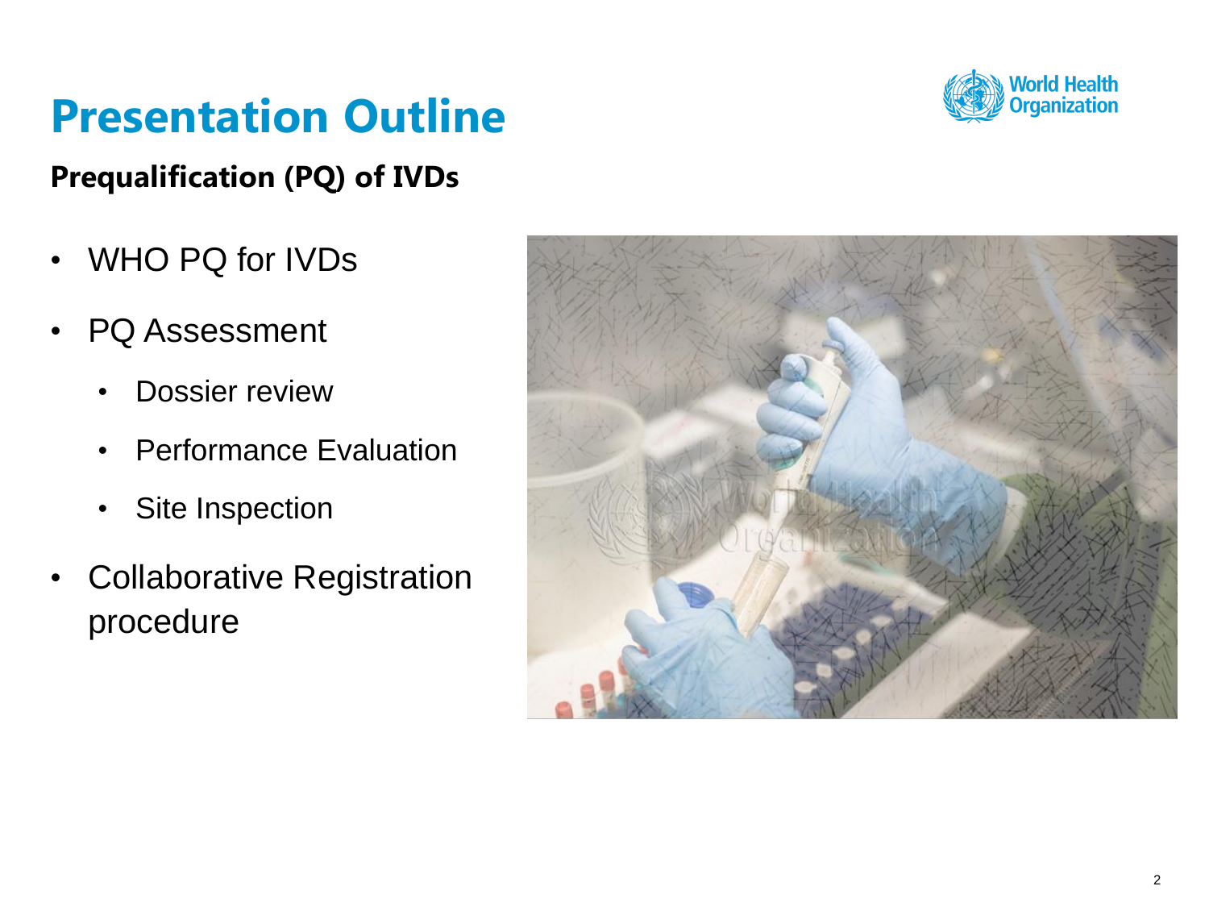# Presentation Outline

**Prequalification (PQ) of IVDs**

- WHO PQ for IVDs
- PQ Assessment
  - Dossier review
  - Performance Evaluation
  - Site Inspection
- Collaborative Registration procedure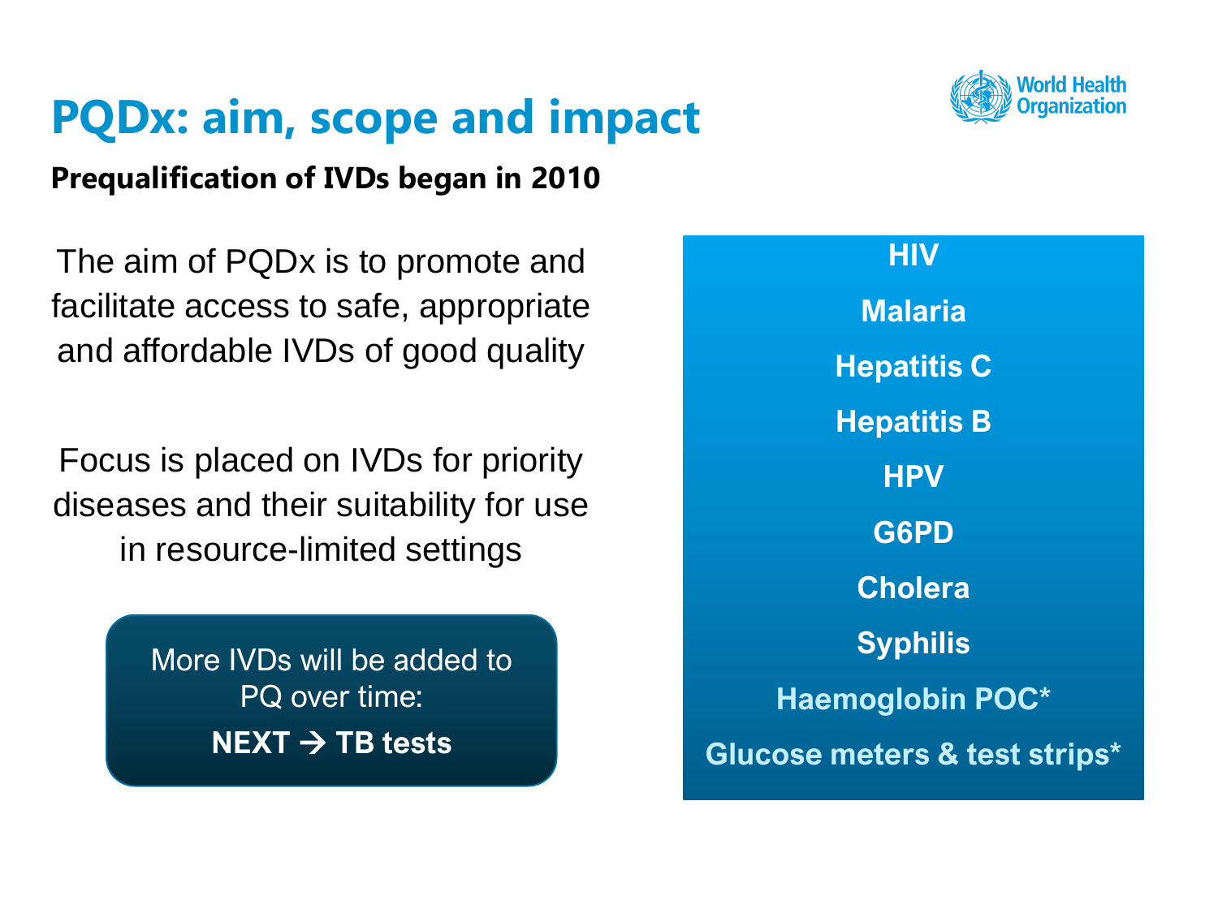# PQDx: aim, scope and impact

**Prequalification of IVDs began in 2010**

The aim of PQDx is to promote and facilitate access to safe, appropriate and affordable IVDs of good quality

Focus is placed on IVDs for priority diseases and their suitability for use in resource-limited settings

More IVDs will be added to PQ over time:
**NEXT → TB tests**

- **HIV**
- **Malaria**
- **Hepatitis C**
- **Hepatitis B**
- **HPV**
- **G6PD**
- **Cholera**
- **Syphilis**
- **Haemoglobin POC***
- **Glucose meters & test strips***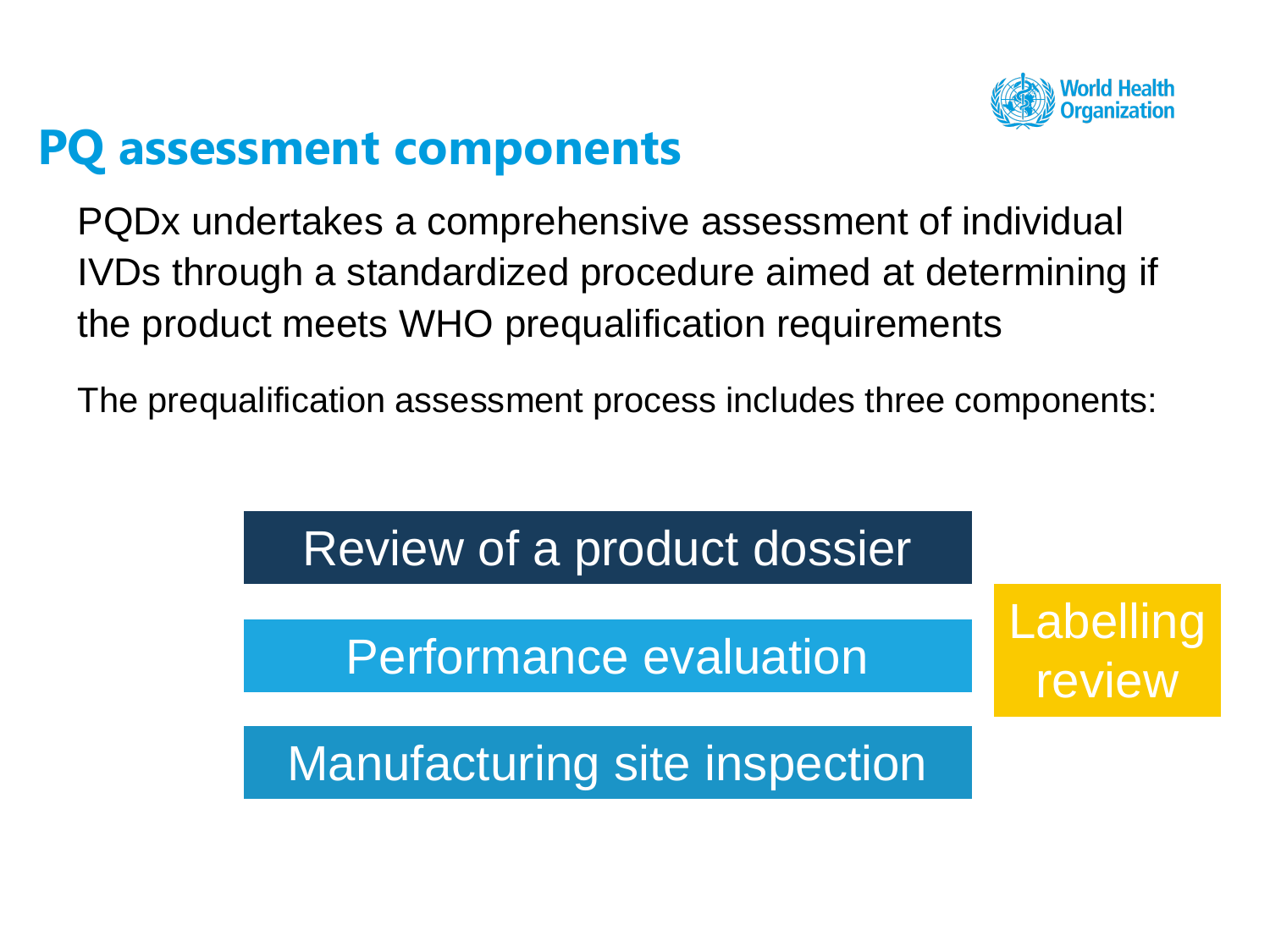# PQ assessment components

PQDx undertakes a comprehensive assessment of individual IVDs through a standardized procedure aimed at determining if the product meets WHO prequalification requirements

The prequalification assessment process includes three components:

- Review of a product dossier
- Performance evaluation
- Manufacturing site inspection

Labelling review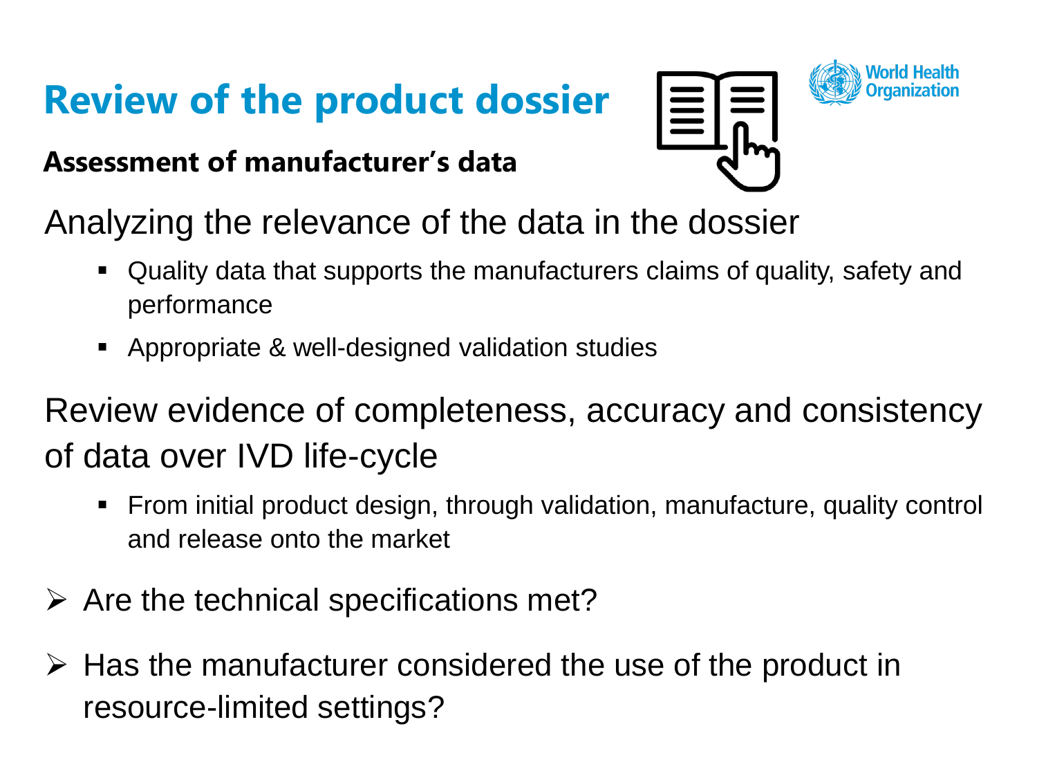# Review of the product dossier

**Assessment of manufacturer's data**

Analyzing the relevance of the data in the dossier

- Quality data that supports the manufacturers claims of quality, safety and performance
- Appropriate & well-designed validation studies

Review evidence of completeness, accuracy and consistency of data over IVD life-cycle

- From initial product design, through validation, manufacture, quality control and release onto the market

- Are the technical specifications met?
- Has the manufacturer considered the use of the product in resource-limited settings?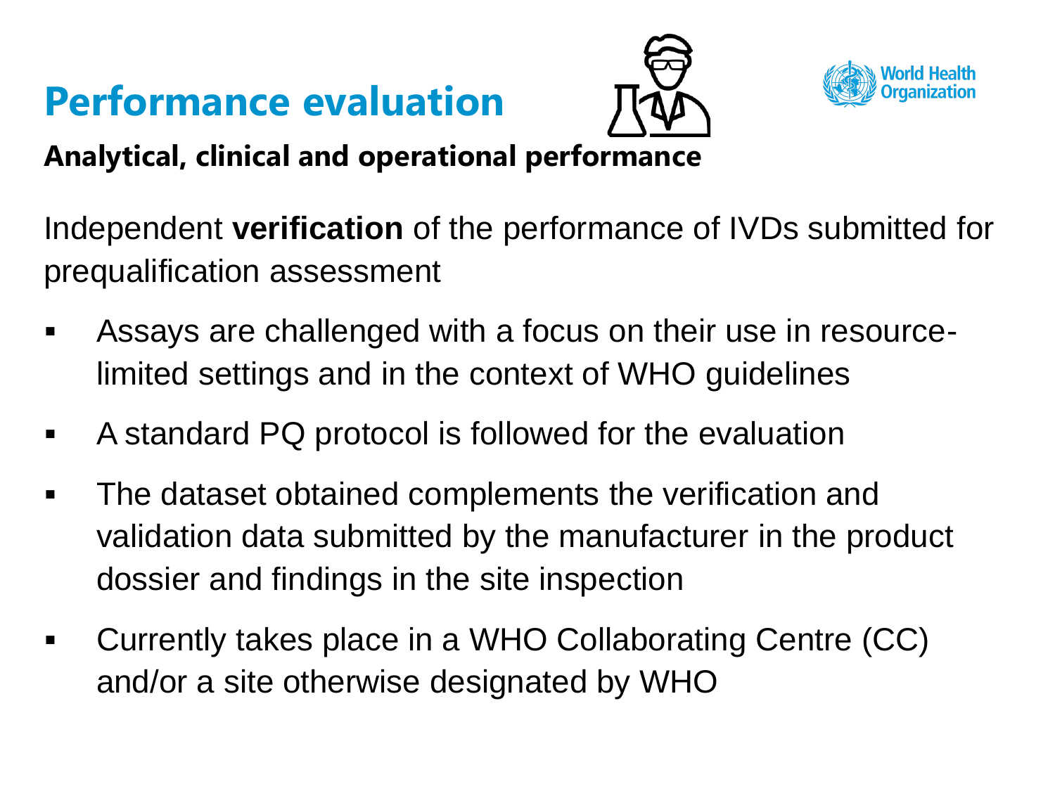# Performance evaluation

**Analytical, clinical and operational performance**

Independent **verification** of the performance of IVDs submitted for prequalification assessment

- Assays are challenged with a focus on their use in resource-limited settings and in the context of WHO guidelines
- A standard PQ protocol is followed for the evaluation
- The dataset obtained complements the verification and validation data submitted by the manufacturer in the product dossier and findings in the site inspection
- Currently takes place in a WHO Collaborating Centre (CC) and/or a site otherwise designated by WHO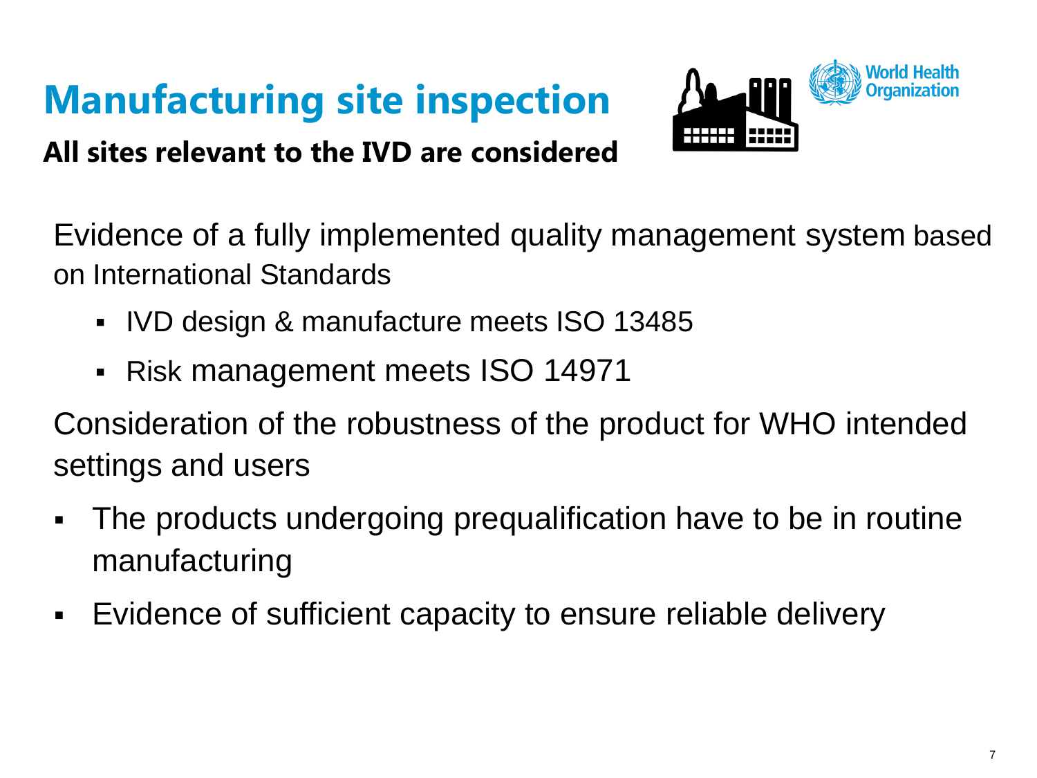# Manufacturing site inspection

**All sites relevant to the IVD are considered**

Evidence of a fully implemented quality management system based on International Standards

- IVD design & manufacture meets ISO 13485
- Risk management meets ISO 14971

Consideration of the robustness of the product for WHO intended settings and users

- The products undergoing prequalification have to be in routine manufacturing
- Evidence of sufficient capacity to ensure reliable delivery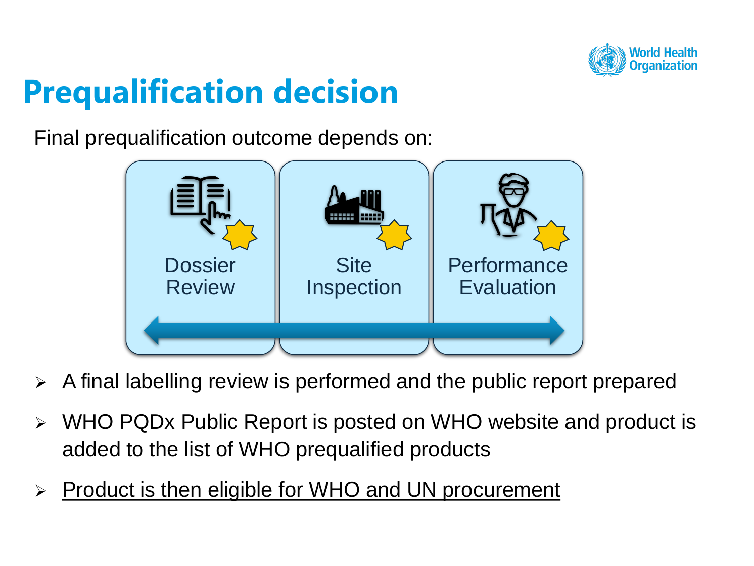# Prequalification decision

Final prequalification outcome depends on:

- Dossier Review
- Site Inspection
- Performance Evaluation

- A final labelling review is performed and the public report prepared
- WHO PQDx Public Report is posted on WHO website and product is added to the list of WHO prequalified products
- Product is then eligible for WHO and UN procurement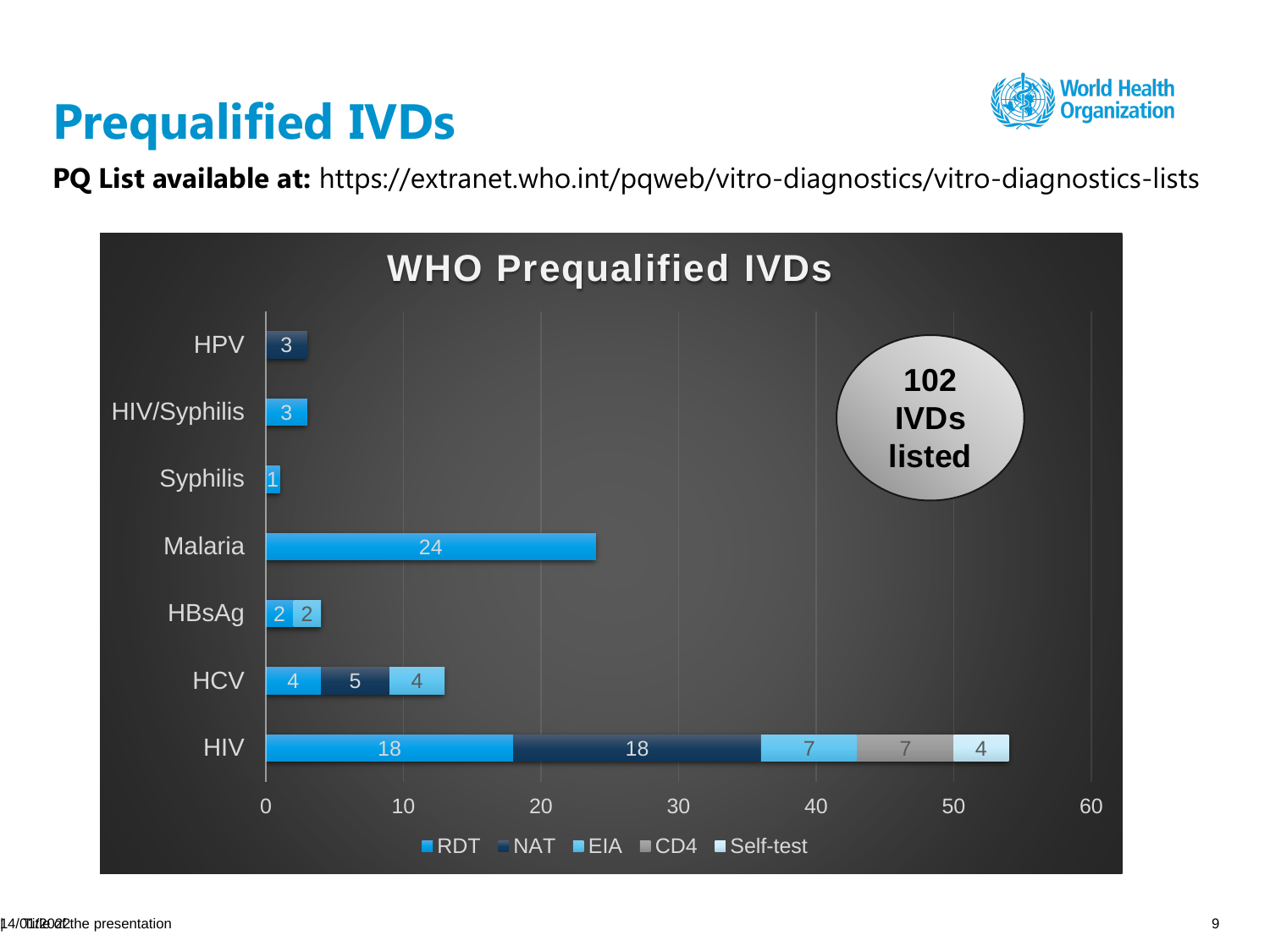# Prequalified IVDs

**PQ List available at:** https://extranet.who.int/pqweb/vitro-diagnostics/vitro-diagnostics-lists

**WHO Prequalified IVDs**

| | RDT | NAT | EIA | CD4 | Self-test |
|---|---|---|---|---|---|
| HPV | | 3 | | | |
| HIV/Syphilis | 3 | | | | |
| Syphilis | 1 | | | | |
| Malaria | 24 | | | | |
| HBsAg | 2 | | 2 | | |
| HCV | 4 | 5 | 4 | | |
| HIV | 18 | 18 | 7 | 7 | 4 |

**102 IVDs listed**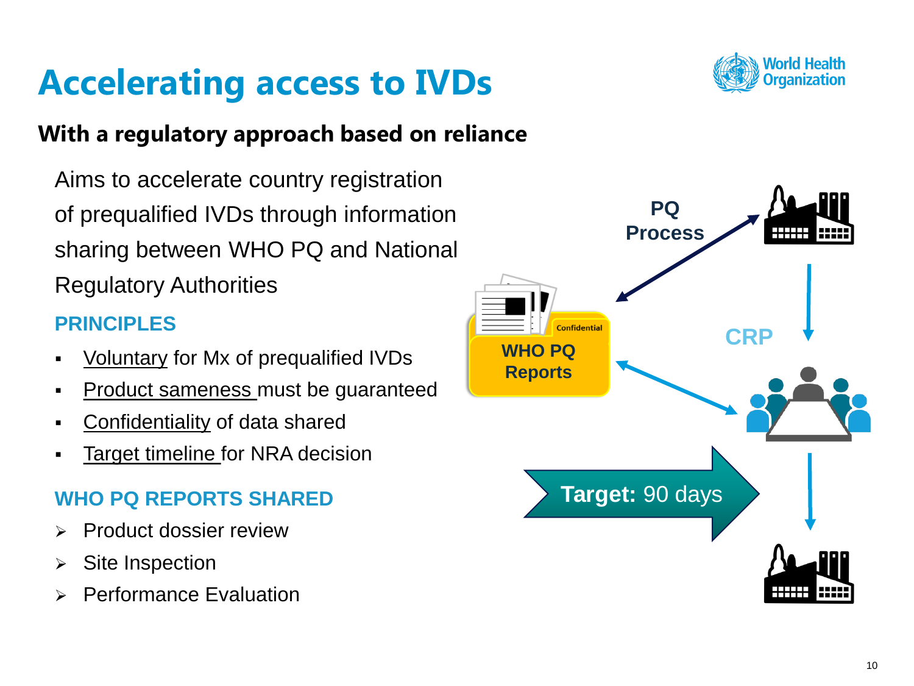# Accelerating access to IVDs

## With a regulatory approach based on reliance

Aims to accelerate country registration of prequalified IVDs through information sharing between WHO PQ and National Regulatory Authorities

### PRINCIPLES

- Voluntary for Mx of prequalified IVDs
- Product sameness must be guaranteed
- Confidentiality of data shared
- Target timeline for NRA decision

### WHO PQ REPORTS SHARED

- Product dossier review
- Site Inspection
- Performance Evaluation

PQ Process

Confidential

WHO PQ Reports

CRP

**Target:** 90 days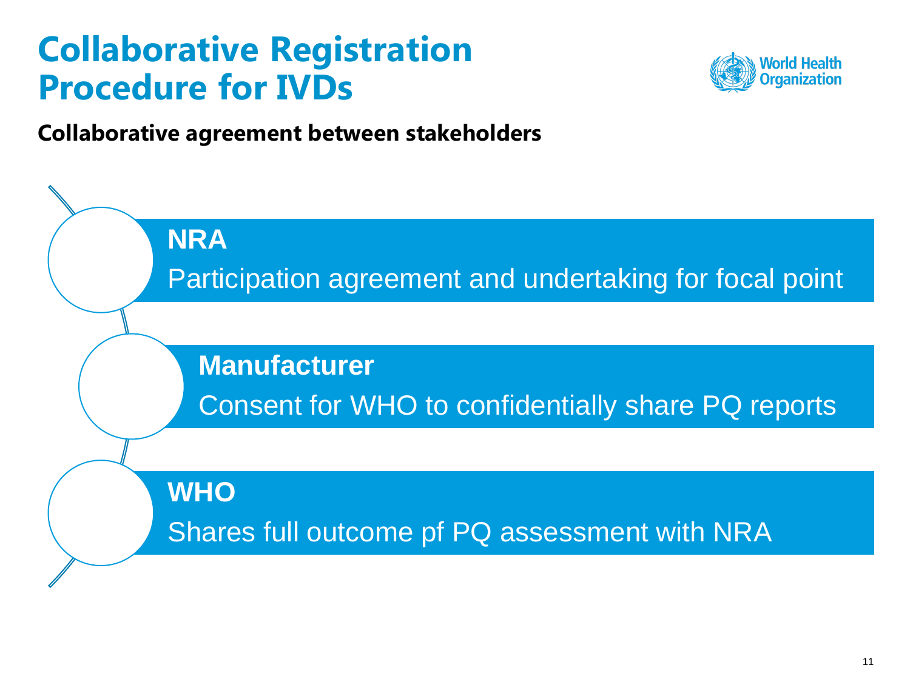# Collaborative Registration Procedure for IVDs

**Collaborative agreement between stakeholders**

**NRA**

Participation agreement and undertaking for focal point

**Manufacturer**

Consent for WHO to confidentially share PQ reports

**WHO**

Shares full outcome pf PQ assessment with NRA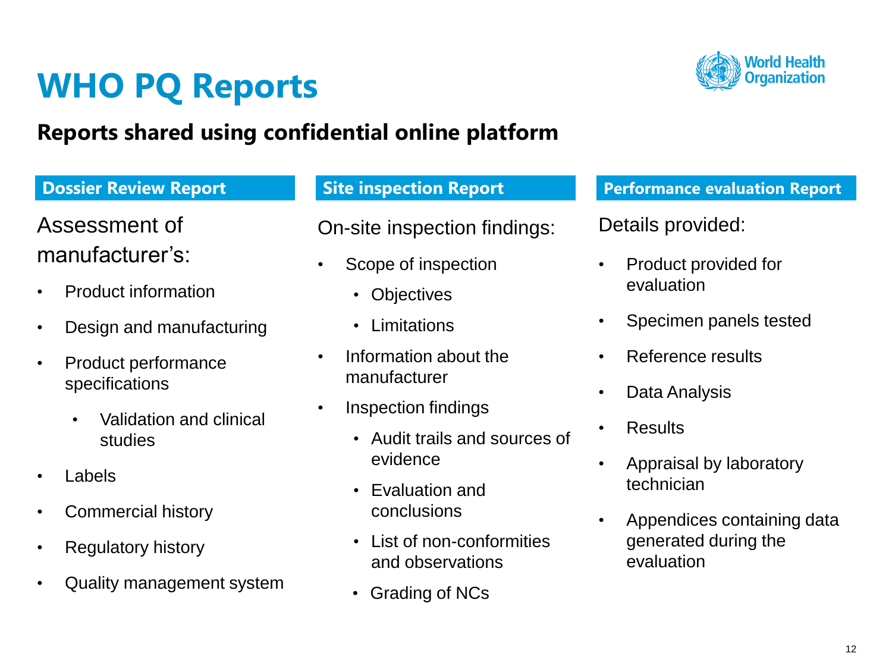# WHO PQ Reports

## Reports shared using confidential online platform

### Dossier Review Report

Assessment of manufacturer's:

- Product information
- Design and manufacturing
- Product performance specifications
  - Validation and clinical studies
- Labels
- Commercial history
- Regulatory history
- Quality management system

### Site inspection Report

On-site inspection findings:

- Scope of inspection
  - Objectives
  - Limitations
- Information about the manufacturer
- Inspection findings
  - Audit trails and sources of evidence
  - Evaluation and conclusions
  - List of non-conformities and observations
  - Grading of NCs

### Performance evaluation Report

Details provided:

- Product provided for evaluation
- Specimen panels tested
- Reference results
- Data Analysis
- Results
- Appraisal by laboratory technician
- Appendices containing data generated during the evaluation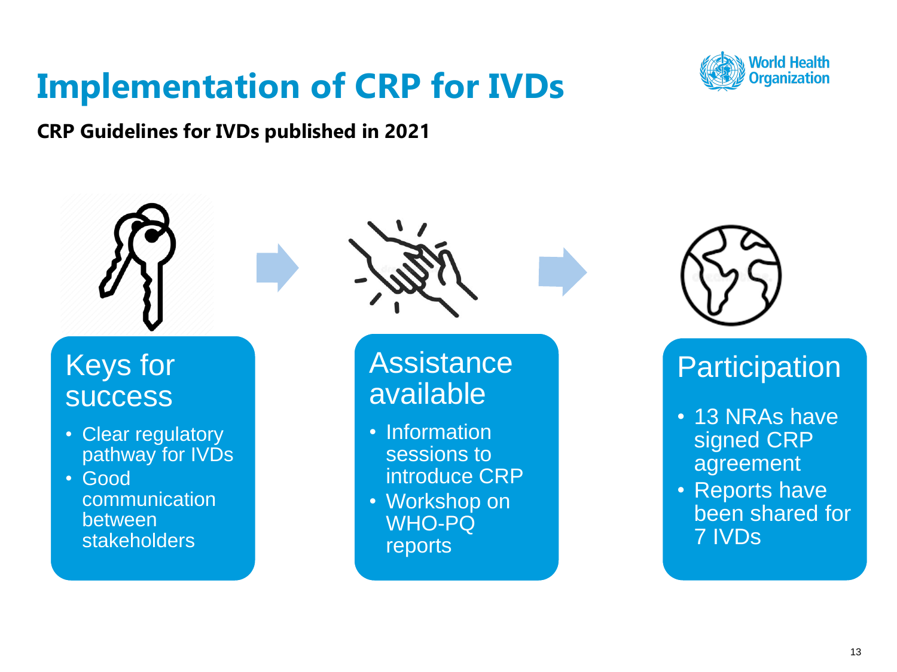# Implementation of CRP for IVDs

**CRP Guidelines for IVDs published in 2021**

### Keys for success

- Clear regulatory pathway for IVDs
- Good communication between stakeholders

### Assistance available

- Information sessions to introduce CRP
- Workshop on WHO-PQ reports

### Participation

- 13 NRAs have signed CRP agreement
- Reports have been shared for 7 IVDs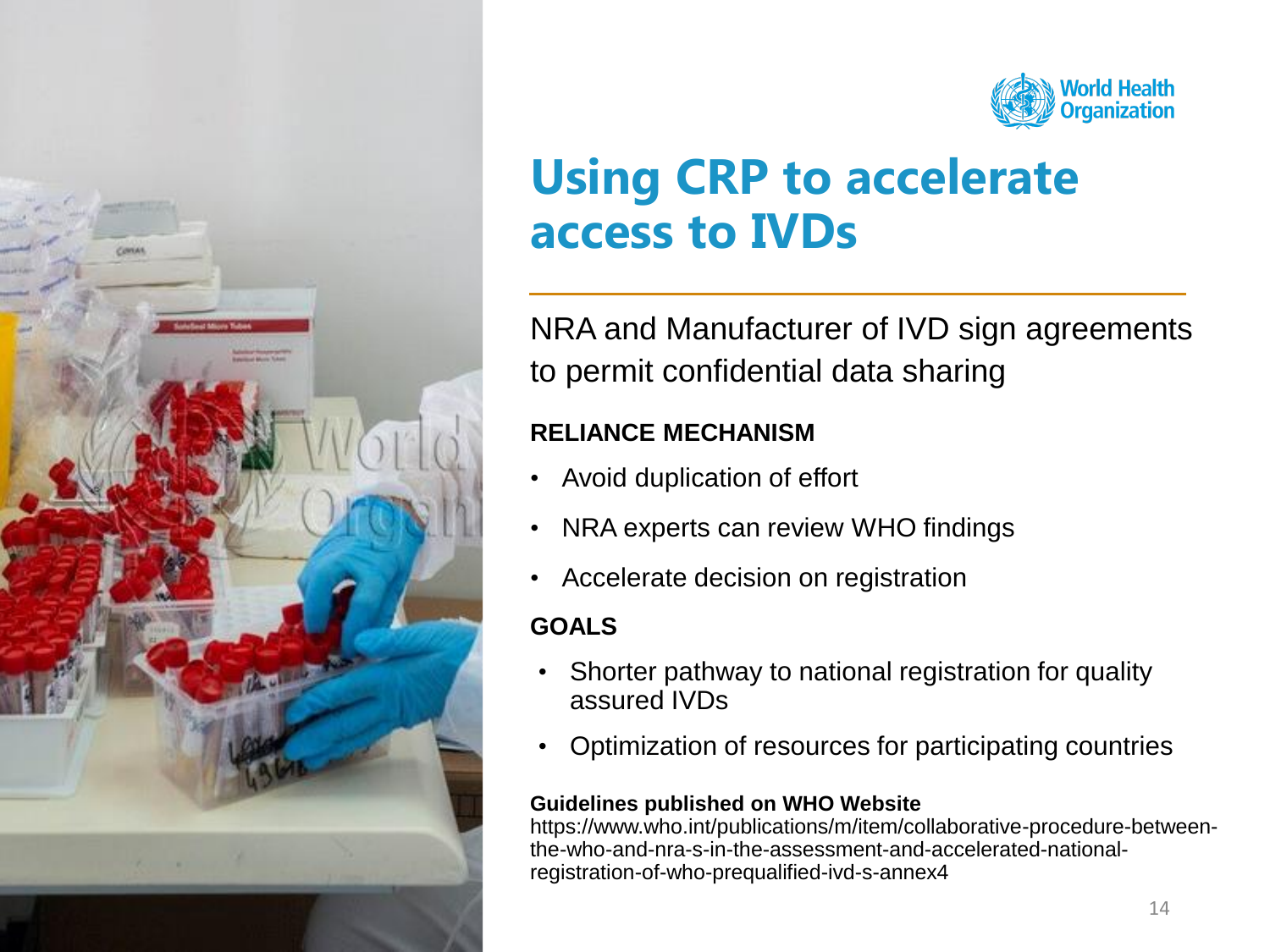# Using CRP to accelerate access to IVDs

NRA and Manufacturer of IVD sign agreements to permit confidential data sharing

**RELIANCE MECHANISM**

- Avoid duplication of effort
- NRA experts can review WHO findings
- Accelerate decision on registration

**GOALS**

- Shorter pathway to national registration for quality assured IVDs
- Optimization of resources for participating countries

**Guidelines published on WHO Website**
https://www.who.int/publications/m/item/collaborative-procedure-between-the-who-and-nra-s-in-the-assessment-and-accelerated-national-registration-of-who-prequalified-ivd-s-annex4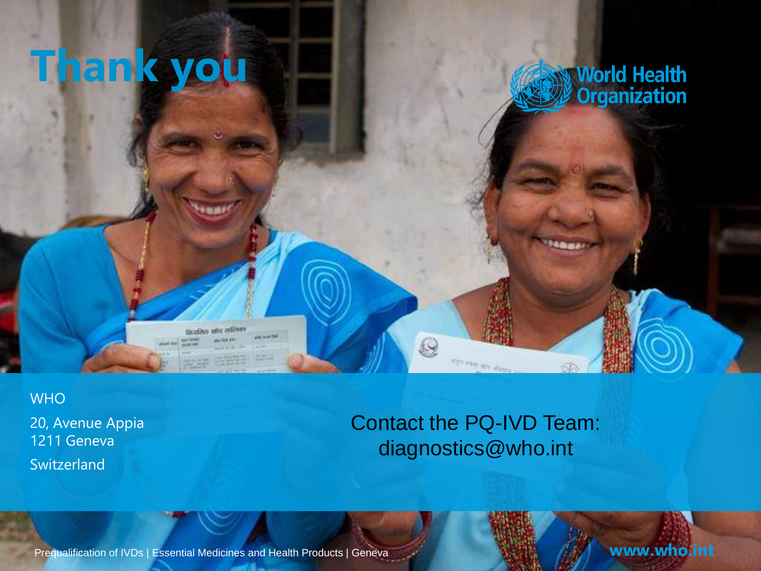# Thank you

World Health Organization

WHO

20, Avenue Appia
1211 Geneva
Switzerland

Contact the PQ-IVD Team:
diagnostics@who.int

Prequalification of IVDs | Essential Medicines and Health Products | Geneva

www.who.int